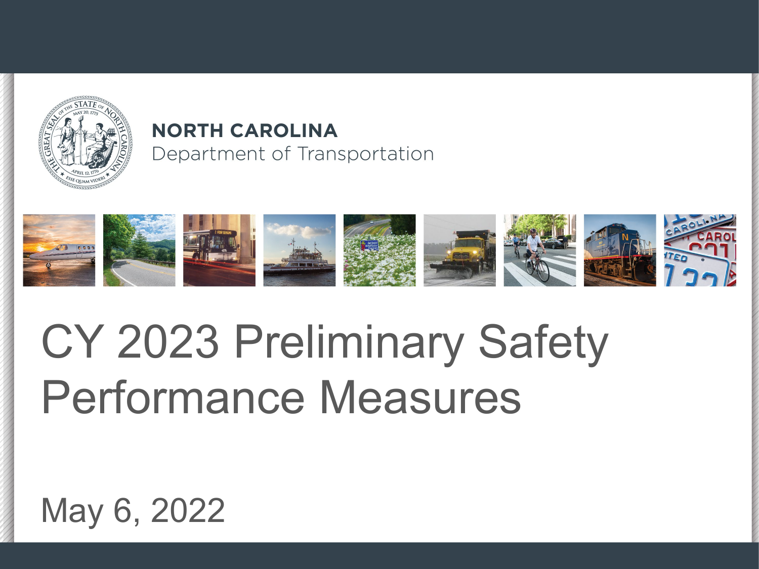**NORTH CAROLINA**
Department of Transportation

# CY 2023 Preliminary Safety Performance Measures

May 6, 2022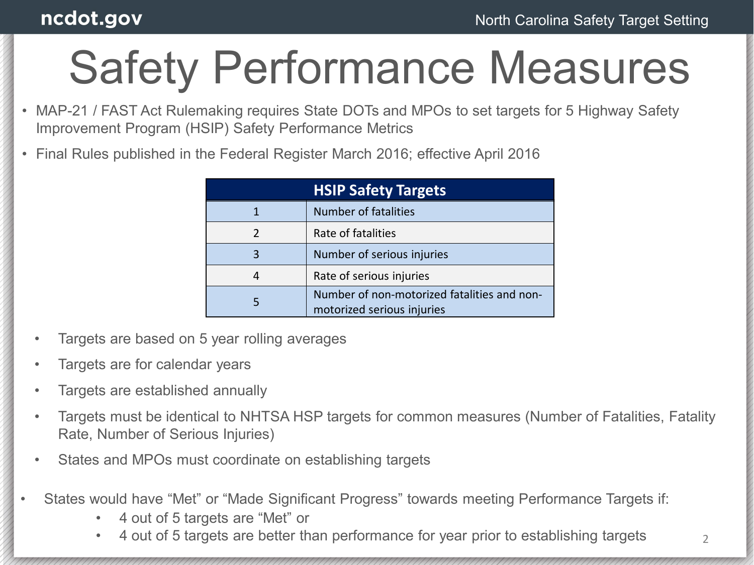# Safety Performance Measures

- MAP-21 / FAST Act Rulemaking requires State DOTs and MPOs to set targets for 5 Highway Safety Improvement Program (HSIP) Safety Performance Metrics
- Final Rules published in the Federal Register March 2016; effective April 2016

| HSIP Safety Targets | |
|---|---|
| 1 | Number of fatalities |
| 2 | Rate of fatalities |
| 3 | Number of serious injuries |
| 4 | Rate of serious injuries |
| 5 | Number of non-motorized fatalities and non-motorized serious injuries |

- Targets are based on 5 year rolling averages
- Targets are for calendar years
- Targets are established annually
- Targets must be identical to NHTSA HSP targets for common measures (Number of Fatalities, Fatality Rate, Number of Serious Injuries)
- States and MPOs must coordinate on establishing targets

- States would have "Met" or "Made Significant Progress" towards meeting Performance Targets if:
  - 4 out of 5 targets are "Met" or
  - 4 out of 5 targets are better than performance for year prior to establishing targets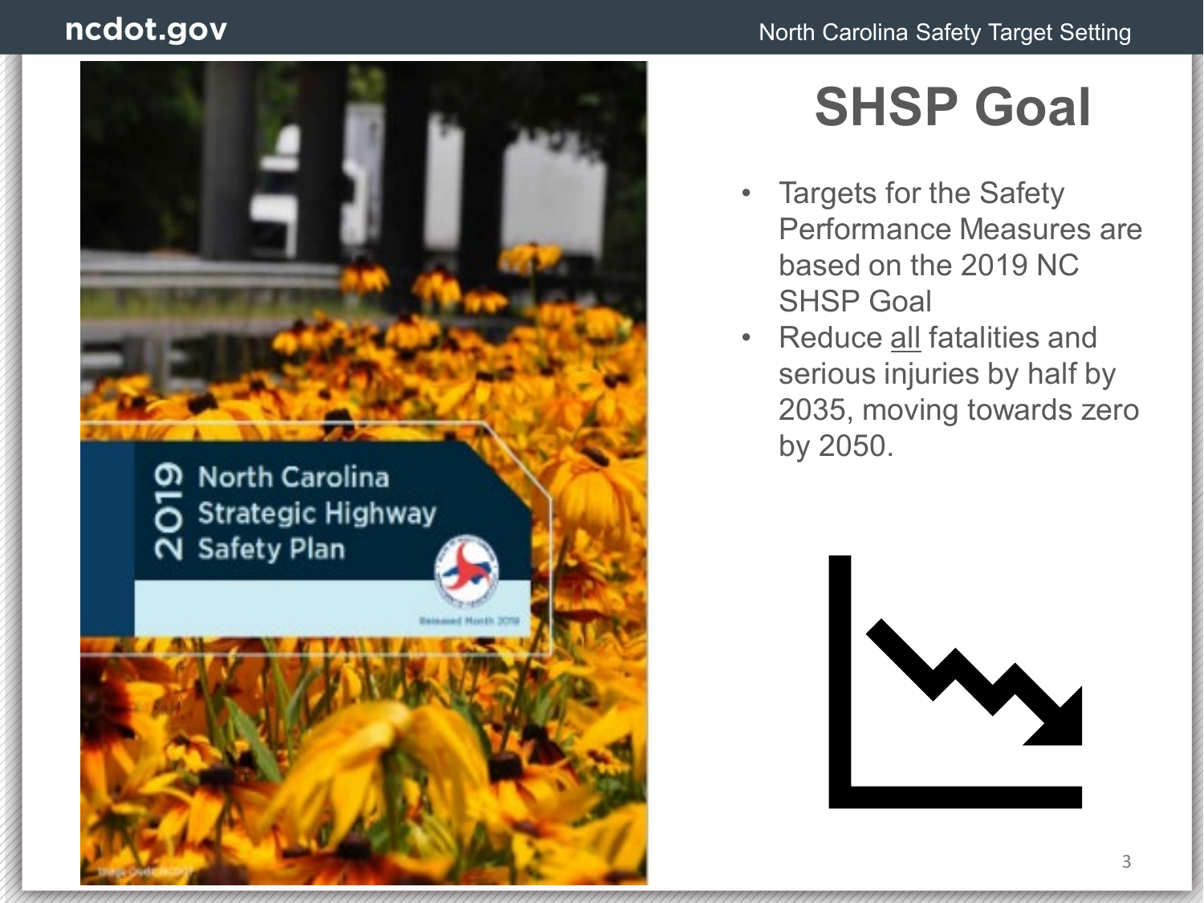# SHSP Goal

- Targets for the Safety Performance Measures are based on the 2019 NC SHSP Goal
- Reduce <u>all</u> fatalities and serious injuries by half by 2035, moving towards zero by 2050.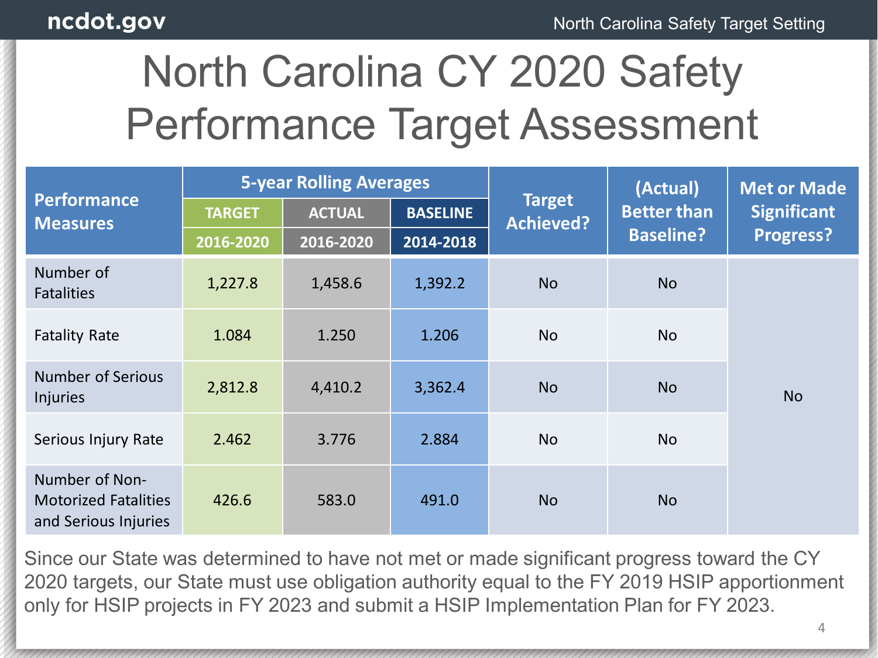# North Carolina CY 2020 Safety Performance Target Assessment

| Performance Measures | 5-year Rolling Averages | | | Target Achieved? | (Actual) Better than Baseline? | Met or Made Significant Progress? |
|---|---|---|---|---|---|---|
| | TARGET | ACTUAL | BASELINE | | | |
| | 2016-2020 | 2016-2020 | 2014-2018 | | | |
| Number of Fatalities | 1,227.8 | 1,458.6 | 1,392.2 | No | No | No |
| Fatality Rate | 1.084 | 1.250 | 1.206 | No | No | |
| Number of Serious Injuries | 2,812.8 | 4,410.2 | 3,362.4 | No | No | |
| Serious Injury Rate | 2.462 | 3.776 | 2.884 | No | No | |
| Number of Non-Motorized Fatalities and Serious Injuries | 426.6 | 583.0 | 491.0 | No | No | |

Since our State was determined to have not met or made significant progress toward the CY 2020 targets, our State must use obligation authority equal to the FY 2019 HSIP apportionment only for HSIP projects in FY 2023 and submit a HSIP Implementation Plan for FY 2023.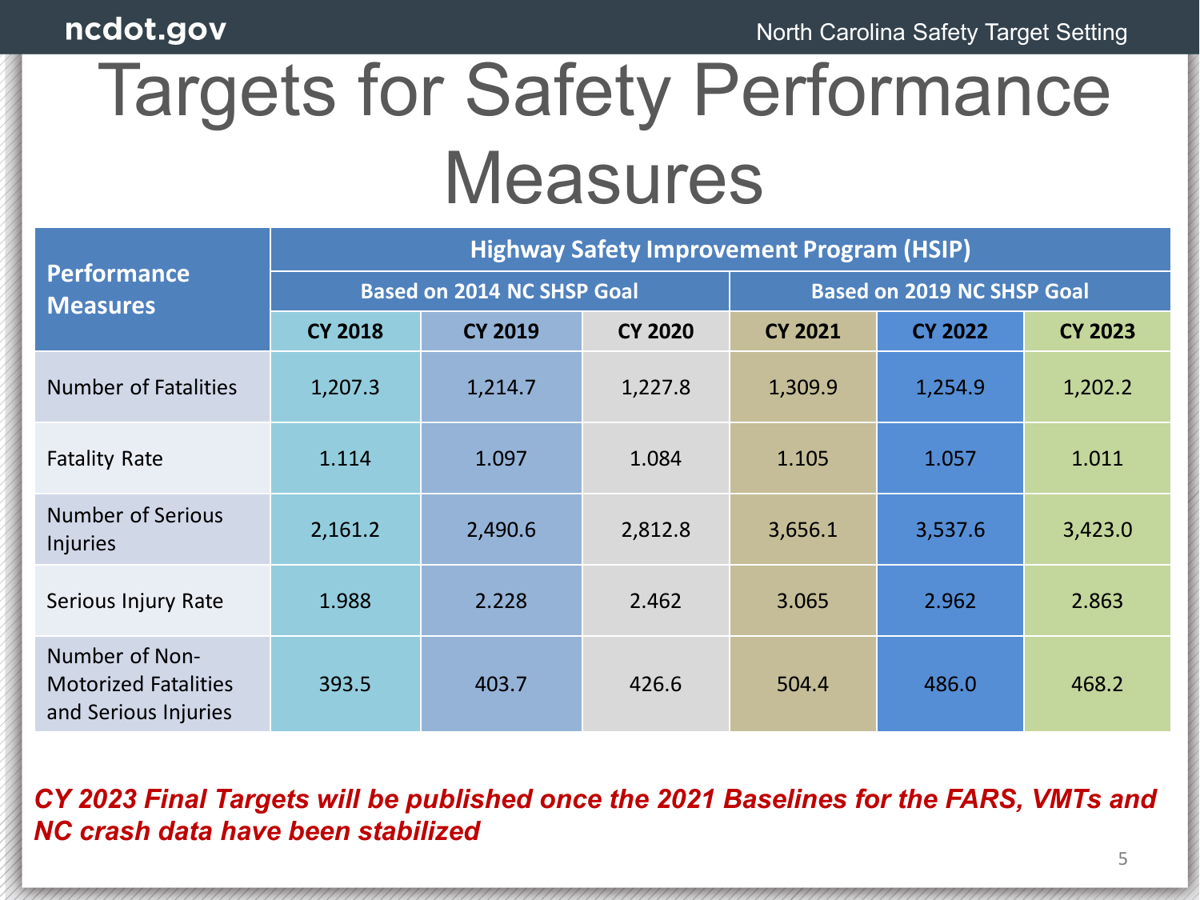# Targets for Safety Performance Measures

| Performance Measures | Highway Safety Improvement Program (HSIP) | | | | | |
|---|---|---|---|---|---|---|
| | Based on 2014 NC SHSP Goal | | | Based on 2019 NC SHSP Goal | | |
| | CY 2018 | CY 2019 | CY 2020 | CY 2021 | CY 2022 | CY 2023 |
| Number of Fatalities | 1,207.3 | 1,214.7 | 1,227.8 | 1,309.9 | 1,254.9 | 1,202.2 |
| Fatality Rate | 1.114 | 1.097 | 1.084 | 1.105 | 1.057 | 1.011 |
| Number of Serious Injuries | 2,161.2 | 2,490.6 | 2,812.8 | 3,656.1 | 3,537.6 | 3,423.0 |
| Serious Injury Rate | 1.988 | 2.228 | 2.462 | 3.065 | 2.962 | 2.863 |
| Number of Non-Motorized Fatalities and Serious Injuries | 393.5 | 403.7 | 426.6 | 504.4 | 486.0 | 468.2 |

***CY 2023 Final Targets will be published once the 2021 Baselines for the FARS, VMTs and NC crash data have been stabilized***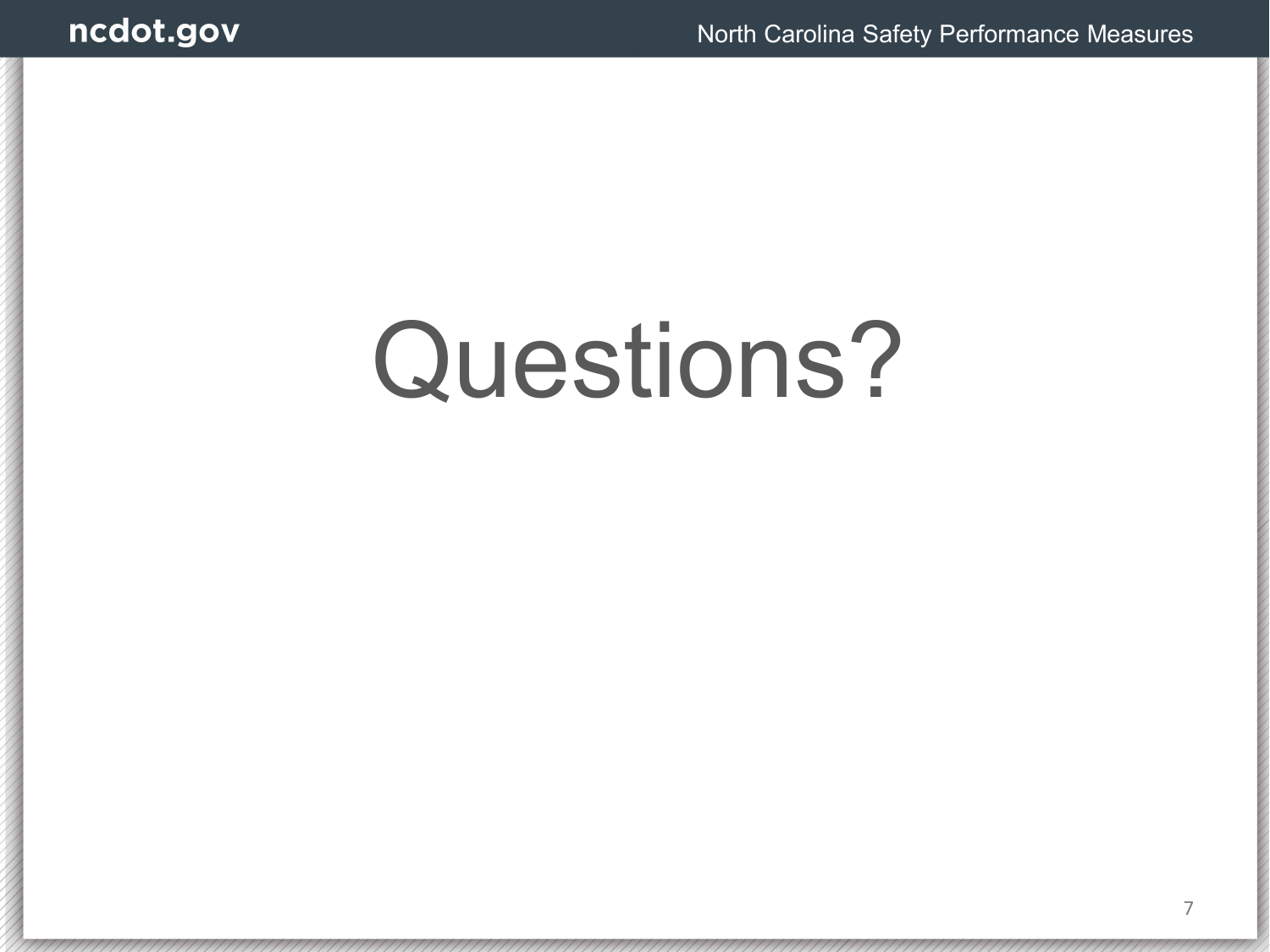# Questions?